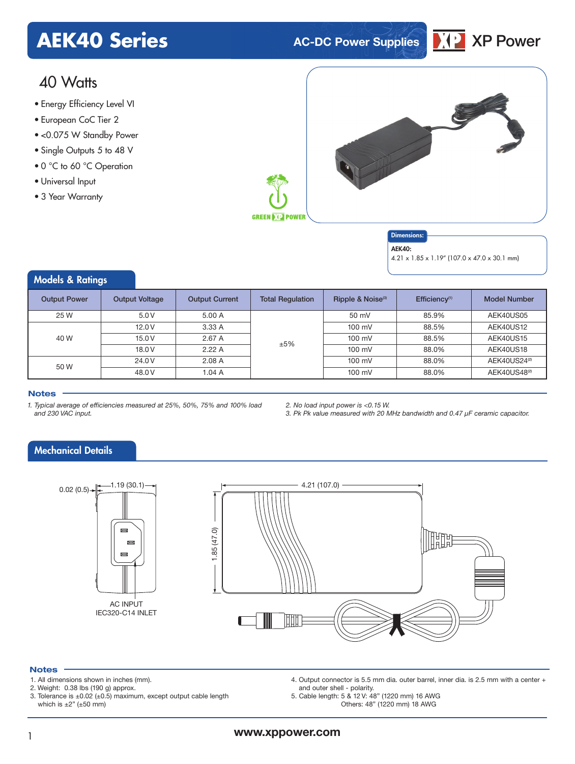# AEK40 Series

AC-DC Power Supplies

XP Power

## 40 Watts

- Energy Efficiency Level VI
- European CoC Tier 2
- <0.075 W Standby Power
- Single Outputs 5 to 48 V
- 0 °C to 60 °C Operation
- Universal Input
- 3 Year Warranty

GREEN XP POWER

**Dimensions:**

**AEK40:**
4.21 x 1.85 x 1.19" (107.0 x 47.0 x 30.1 mm)

## Models & Ratings

| Output Power | Output Voltage | Output Current | Total Regulation | Ripple & Noise[3] | Efficiency[1] | Model Number |
|---|---|---|---|---|---|---|
| 25 W | 5.0 V | 5.00 A | ±5% | 50 mV | 85.9% | AEK40US05 |
| 40 W | 12.0 V | 3.33 A | | 100 mV | 88.5% | AEK40US12 |
| | 15.0 V | 2.67 A | | 100 mV | 88.5% | AEK40US15 |
| | 18.0 V | 2.22 A | | 100 mV | 88.0% | AEK40US18 |
| 50 W | 24.0 V | 2.08 A | | 100 mV | 88.0% | AEK40US24[2] |
| | 48.0 V | 1.04 A | | 100 mV | 88.0% | AEK40US48[2] |

### Notes

1. *Typical average of efficiencies measured at 25%, 50%, 75% and 100% load and 230 VAC input.*
2. *No load input power is <0.15 W.*
3. *Pk Pk value measured with 20 MHz bandwidth and 0.47 µF ceramic capacitor.*

## Mechanical Details

0.02 (0.5)

1.19 (30.1)

4.21 (107.0)

1.85 (47.0)

AC INPUT
IEC320-C14 INLET

### Notes

1. All dimensions shown in inches (mm).
2. Weight: 0.38 lbs (190 g) approx.
3. Tolerance is ±0.02 (±0.5) maximum, except output cable length which is ±2" (±50 mm)
4. Output connector is 5.5 mm dia. outer barrel, inner dia. is 2.5 mm with a center + and outer shell - polarity.
5. Cable length: 5 & 12 V: 48" (1220 mm) 16 AWG
   Others: 48" (1220 mm) 18 AWG

www.xppower.com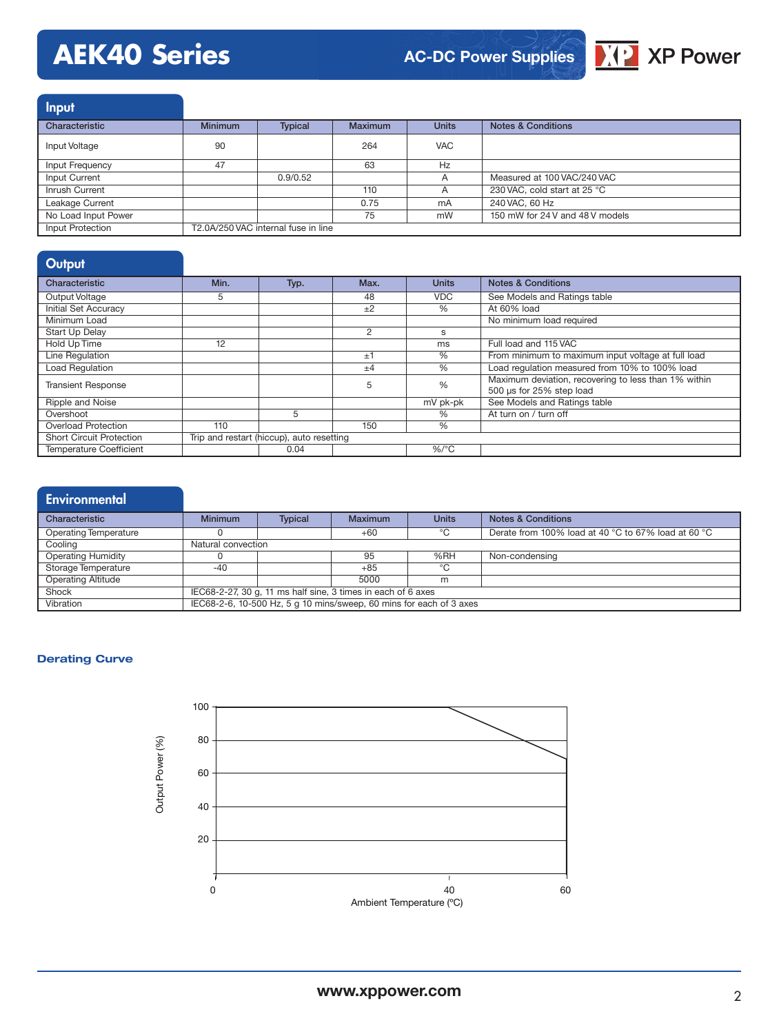## Input

| Characteristic | Minimum | Typical | Maximum | Units | Notes & Conditions |
|---|---|---|---|---|---|
| Input Voltage | 90 | | 264 | VAC | |
| Input Frequency | 47 | | 63 | Hz | |
| Input Current | | 0.9/0.52 | | A | Measured at 100 VAC/240 VAC |
| Inrush Current | | | 110 | A | 230 VAC, cold start at 25 °C |
| Leakage Current | | | 0.75 | mA | 240 VAC, 60 Hz |
| No Load Input Power | | | 75 | mW | 150 mW for 24 V and 48 V models |
| Input Protection | T2.0A/250 VAC internal fuse in line | | | | |

## Output

| Characteristic | Min. | Typ. | Max. | Units | Notes & Conditions |
|---|---|---|---|---|---|
| Output Voltage | 5 | | 48 | VDC | See Models and Ratings table |
| Initial Set Accuracy | | | ±2 | % | At 60% load |
| Minimum Load | | | | | No minimum load required |
| Start Up Delay | | | 2 | s | |
| Hold Up Time | 12 | | | ms | Full load and 115 VAC |
| Line Regulation | | | ±1 | % | From minimum to maximum input voltage at full load |
| Load Regulation | | | ±4 | % | Load regulation measured from 10% to 100% load |
| Transient Response | | | 5 | % | Maximum deviation, recovering to less than 1% within 500 µs for 25% step load |
| Ripple and Noise | | | | mV pk-pk | See Models and Ratings table |
| Overshoot | | 5 | | % | At turn on / turn off |
| Overload Protection | 110 | | 150 | % | |
| Short Circuit Protection | Trip and restart (hiccup), auto resetting | | | | |
| Temperature Coefficient | | 0.04 | | %/°C | |

## Environmental

| Characteristic | Minimum | Typical | Maximum | Units | Notes & Conditions |
|---|---|---|---|---|---|
| Operating Temperature | 0 | | +60 | °C | Derate from 100% load at 40 °C to 67% load at 60 °C |
| Cooling | Natural convection | | | | |
| Operating Humidity | 0 | | 95 | %RH | Non-condensing |
| Storage Temperature | -40 | | +85 | °C | |
| Operating Altitude | | | 5000 | m | |
| Shock | IEC68-2-27, 30 g, 11 ms half sine, 3 times in each of 6 axes | | | | |
| Vibration | IEC68-2-6, 10-500 Hz, 5 g 10 mins/sweep, 60 mins for each of 3 axes | | | | |

### Derating Curve

Output Power (%) vs Ambient Temperature (°C): 100% from 0 to 40 °C, derating to 67% at 60 °C.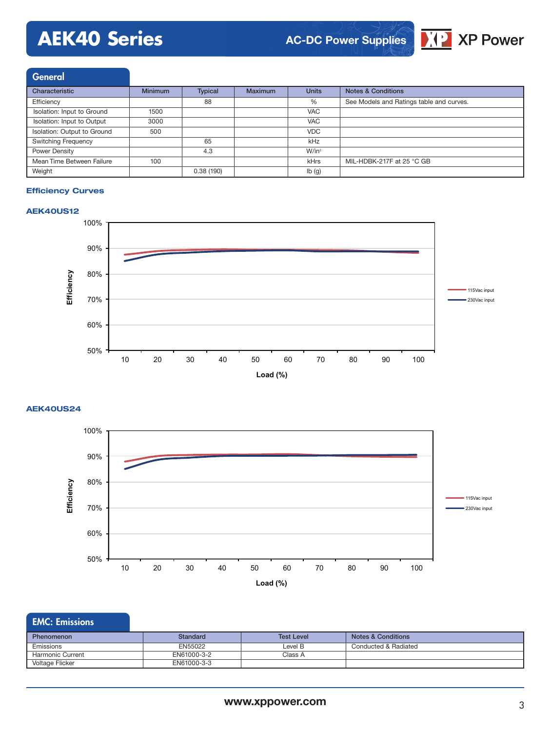## General

| Characteristic | Minimum | Typical | Maximum | Units | Notes & Conditions |
|---|---|---|---|---|---|
| Efficiency | | 88 | | % | See Models and Ratings table and curves. |
| Isolation: Input to Ground | 1500 | | | VAC | |
| Isolation: Input to Output | 3000 | | | VAC | |
| Isolation: Output to Ground | 500 | | | VDC | |
| Switching Frequency | | 65 | | kHz | |
| Power Density | | 4.3 | | W/in³ | |
| Mean Time Between Failure | 100 | | | kHrs | MIL-HDBK-217F at 25 °C GB |
| Weight | | 0.38 (190) | | lb (g) | |

### Efficiency Curves

**AEK40US12**

Efficiency vs Load (%) — 115Vac input, 230Vac input

**AEK40US24**

Efficiency vs Load (%) — 115Vac input, 230Vac input

## EMC: Emissions

| Phenomenon | Standard | Test Level | Notes & Conditions |
|---|---|---|---|
| Emissions | EN55022 | Level B | Conducted & Radiated |
| Harmonic Current | EN61000-3-2 | Class A | |
| Voltage Flicker | EN61000-3-3 | | |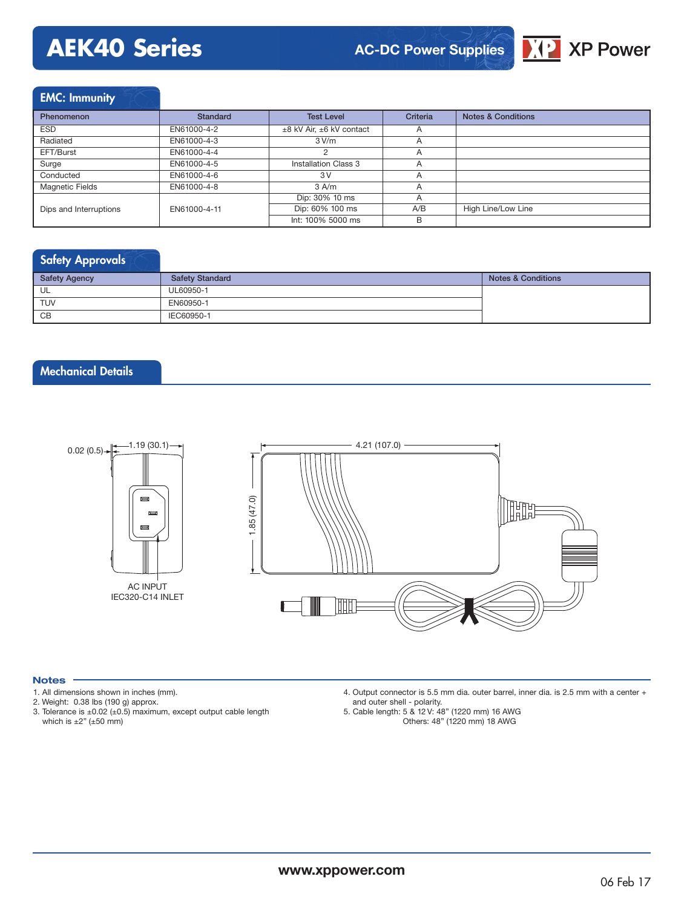## EMC: Immunity

| Phenomenon | Standard | Test Level | Criteria | Notes & Conditions |
|---|---|---|---|---|
| ESD | EN61000-4-2 | ±8 kV Air, ±6 kV contact | A | |
| Radiated | EN61000-4-3 | 3 V/m | A | |
| EFT/Burst | EN61000-4-4 | 2 | A | |
| Surge | EN61000-4-5 | Installation Class 3 | A | |
| Conducted | EN61000-4-6 | 3 V | A | |
| Magnetic Fields | EN61000-4-8 | 3 A/m | A | |
| Dips and Interruptions | EN61000-4-11 | Dip: 30% 10 ms | A | |
| | | Dip: 60% 100 ms | A/B | High Line/Low Line |
| | | Int: 100% 5000 ms | B | |

## Safety Approvals

| Safety Agency | Safety Standard | Notes & Conditions |
|---|---|---|
| UL | UL60950-1 | |
| TUV | EN60950-1 | |
| CB | IEC60950-1 | |

## Mechanical Details

0.02 (0.5)
1.19 (30.1)
AC INPUT
IEC320-C14 INLET
4.21 (107.0)
1.85 (47.0)

### Notes

1. All dimensions shown in inches (mm).
2. Weight: 0.38 lbs (190 g) approx.
3. Tolerance is ±0.02 (±0.5) maximum, except output cable length which is ±2" (±50 mm)
4. Output connector is 5.5 mm dia. outer barrel, inner dia. is 2.5 mm with a center + and outer shell - polarity.
5. Cable length: 5 & 12 V: 48" (1220 mm) 16 AWG
   Others: 48" (1220 mm) 18 AWG

www.xppower.com

06 Feb 17